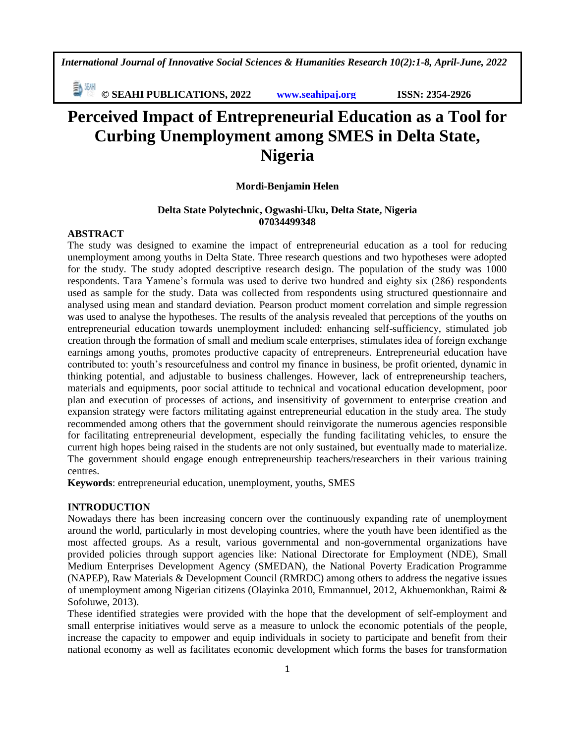# Perceived Impact of Entrepreneurial Education as a Tool for Curbing Unemployment among SMES in Delta State, Nigeria

**Mordi-Benjamin Helen**

**Delta State Polytechnic, Ogwashi-Uku, Delta State, Nigeria**
**07034499348**

## ABSTRACT

The study was designed to examine the impact of entrepreneurial education as a tool for reducing unemployment among youths in Delta State. Three research questions and two hypotheses were adopted for the study. The study adopted descriptive research design. The population of the study was 1000 respondents. Tara Yamene's formula was used to derive two hundred and eighty six (286) respondents used as sample for the study. Data was collected from respondents using structured questionnaire and analysed using mean and standard deviation. Pearson product moment correlation and simple regression was used to analyse the hypotheses. The results of the analysis revealed that perceptions of the youths on entrepreneurial education towards unemployment included: enhancing self-sufficiency, stimulated job creation through the formation of small and medium scale enterprises, stimulates idea of foreign exchange earnings among youths, promotes productive capacity of entrepreneurs. Entrepreneurial education have contributed to: youth's resourcefulness and control my finance in business, be profit oriented, dynamic in thinking potential, and adjustable to business challenges. However, lack of entrepreneurship teachers, materials and equipments, poor social attitude to technical and vocational education development, poor plan and execution of processes of actions, and insensitivity of government to enterprise creation and expansion strategy were factors militating against entrepreneurial education in the study area. The study recommended among others that the government should reinvigorate the numerous agencies responsible for facilitating entrepreneurial development, especially the funding facilitating vehicles, to ensure the current high hopes being raised in the students are not only sustained, but eventually made to materialize. The government should engage enough entrepreneurship teachers/researchers in their various training centres.

**Keywords**: entrepreneurial education, unemployment, youths, SMES

## INTRODUCTION

Nowadays there has been increasing concern over the continuously expanding rate of unemployment around the world, particularly in most developing countries, where the youth have been identified as the most affected groups. As a result, various governmental and non-governmental organizations have provided policies through support agencies like: National Directorate for Employment (NDE), Small Medium Enterprises Development Agency (SMEDAN), the National Poverty Eradication Programme (NAPEP), Raw Materials & Development Council (RMRDC) among others to address the negative issues of unemployment among Nigerian citizens (Olayinka 2010, Emmannuel, 2012, Akhuemonkhan, Raimi & Sofoluwe, 2013).

These identified strategies were provided with the hope that the development of self-employment and small enterprise initiatives would serve as a measure to unlock the economic potentials of the people, increase the capacity to empower and equip individuals in society to participate and benefit from their national economy as well as facilitates economic development which forms the bases for transformation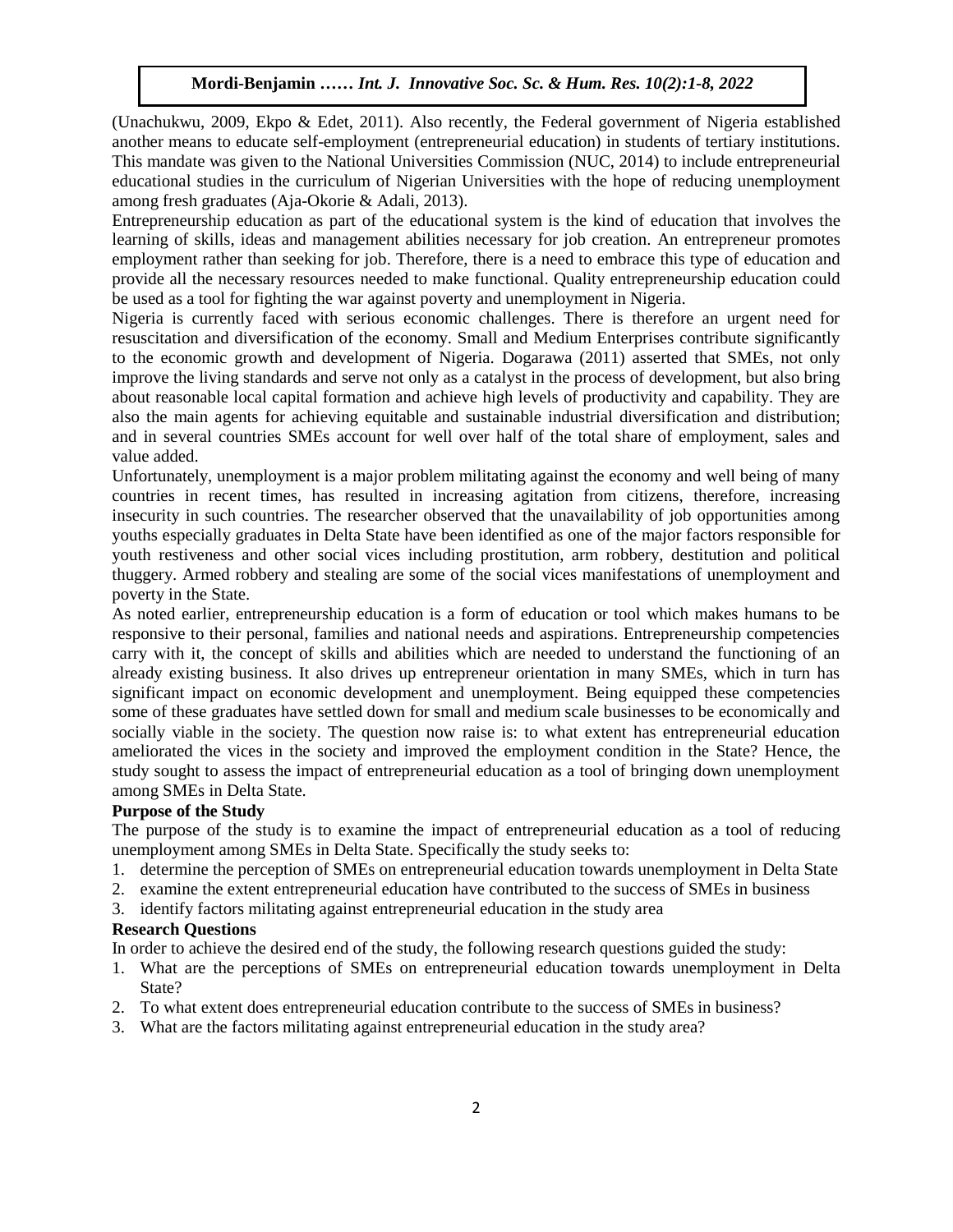(Unachukwu, 2009, Ekpo & Edet, 2011). Also recently, the Federal government of Nigeria established another means to educate self-employment (entrepreneurial education) in students of tertiary institutions. This mandate was given to the National Universities Commission (NUC, 2014) to include entrepreneurial educational studies in the curriculum of Nigerian Universities with the hope of reducing unemployment among fresh graduates (Aja-Okorie & Adali, 2013).

Entrepreneurship education as part of the educational system is the kind of education that involves the learning of skills, ideas and management abilities necessary for job creation. An entrepreneur promotes employment rather than seeking for job. Therefore, there is a need to embrace this type of education and provide all the necessary resources needed to make functional. Quality entrepreneurship education could be used as a tool for fighting the war against poverty and unemployment in Nigeria.

Nigeria is currently faced with serious economic challenges. There is therefore an urgent need for resuscitation and diversification of the economy. Small and Medium Enterprises contribute significantly to the economic growth and development of Nigeria. Dogarawa (2011) asserted that SMEs, not only improve the living standards and serve not only as a catalyst in the process of development, but also bring about reasonable local capital formation and achieve high levels of productivity and capability. They are also the main agents for achieving equitable and sustainable industrial diversification and distribution; and in several countries SMEs account for well over half of the total share of employment, sales and value added.

Unfortunately, unemployment is a major problem militating against the economy and well being of many countries in recent times, has resulted in increasing agitation from citizens, therefore, increasing insecurity in such countries. The researcher observed that the unavailability of job opportunities among youths especially graduates in Delta State have been identified as one of the major factors responsible for youth restiveness and other social vices including prostitution, arm robbery, destitution and political thuggery. Armed robbery and stealing are some of the social vices manifestations of unemployment and poverty in the State.

As noted earlier, entrepreneurship education is a form of education or tool which makes humans to be responsive to their personal, families and national needs and aspirations. Entrepreneurship competencies carry with it, the concept of skills and abilities which are needed to understand the functioning of an already existing business. It also drives up entrepreneur orientation in many SMEs, which in turn has significant impact on economic development and unemployment. Being equipped these competencies some of these graduates have settled down for small and medium scale businesses to be economically and socially viable in the society. The question now raise is: to what extent has entrepreneurial education ameliorated the vices in the society and improved the employment condition in the State? Hence, the study sought to assess the impact of entrepreneurial education as a tool of bringing down unemployment among SMEs in Delta State.

**Purpose of the Study**

The purpose of the study is to examine the impact of entrepreneurial education as a tool of reducing unemployment among SMEs in Delta State. Specifically the study seeks to:

1. determine the perception of SMEs on entrepreneurial education towards unemployment in Delta State
2. examine the extent entrepreneurial education have contributed to the success of SMEs in business
3. identify factors militating against entrepreneurial education in the study area

**Research Questions**

In order to achieve the desired end of the study, the following research questions guided the study:

1. What are the perceptions of SMEs on entrepreneurial education towards unemployment in Delta State?
2. To what extent does entrepreneurial education contribute to the success of SMEs in business?
3. What are the factors militating against entrepreneurial education in the study area?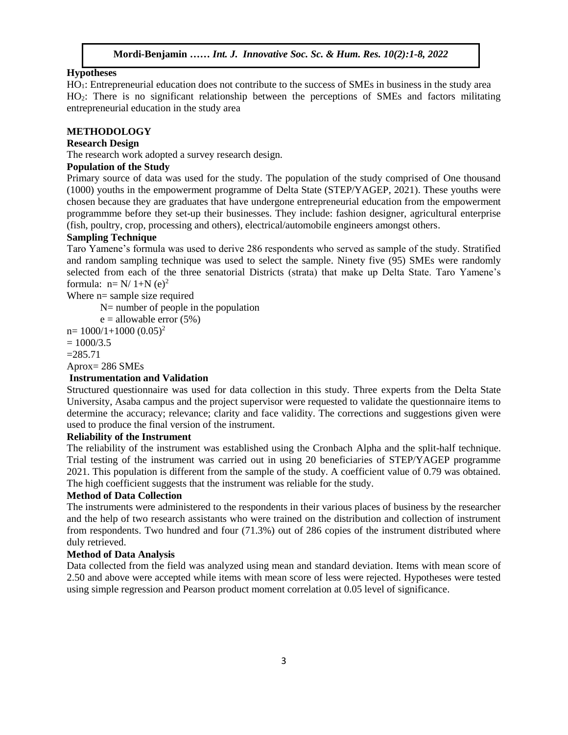### Hypotheses

$HO_1$: Entrepreneurial education does not contribute to the success of SMEs in business in the study area
$HO_2$: There is no significant relationship between the perceptions of SMEs and factors militating entrepreneurial education in the study area

## METHODOLOGY

### Research Design

The research work adopted a survey research design.

### Population of the Study

Primary source of data was used for the study. The population of the study comprised of One thousand (1000) youths in the empowerment programme of Delta State (STEP/YAGEP, 2021). These youths were chosen because they are graduates that have undergone entrepreneurial education from the empowerment programmme before they set-up their businesses. They include: fashion designer, agricultural enterprise (fish, poultry, crop, processing and others), electrical/automobile engineers amongst others.

### Sampling Technique

Taro Yamene's formula was used to derive 286 respondents who served as sample of the study. Stratified and random sampling technique was used to select the sample. Ninety five (95) SMEs were randomly selected from each of the three senatorial Districts (strata) that make up Delta State. Taro Yamene's formula: $n= N/ 1+N (e)^2$

Where n= sample size required

N= number of people in the population

e = allowable error (5%)

$n= 1000/1+1000 (0.05)^2$

$= 1000/3.5$

$=285.71$

Aprox= 286 SMEs

### Instrumentation and Validation

Structured questionnaire was used for data collection in this study. Three experts from the Delta State University, Asaba campus and the project supervisor were requested to validate the questionnaire items to determine the accuracy; relevance; clarity and face validity. The corrections and suggestions given were used to produce the final version of the instrument.

### Reliability of the Instrument

The reliability of the instrument was established using the Cronbach Alpha and the split-half technique. Trial testing of the instrument was carried out in using 20 beneficiaries of STEP/YAGEP programme 2021. This population is different from the sample of the study. A coefficient value of 0.79 was obtained. The high coefficient suggests that the instrument was reliable for the study.

### Method of Data Collection

The instruments were administered to the respondents in their various places of business by the researcher and the help of two research assistants who were trained on the distribution and collection of instrument from respondents. Two hundred and four (71.3%) out of 286 copies of the instrument distributed where duly retrieved.

### Method of Data Analysis

Data collected from the field was analyzed using mean and standard deviation. Items with mean score of 2.50 and above were accepted while items with mean score of less were rejected. Hypotheses were tested using simple regression and Pearson product moment correlation at 0.05 level of significance.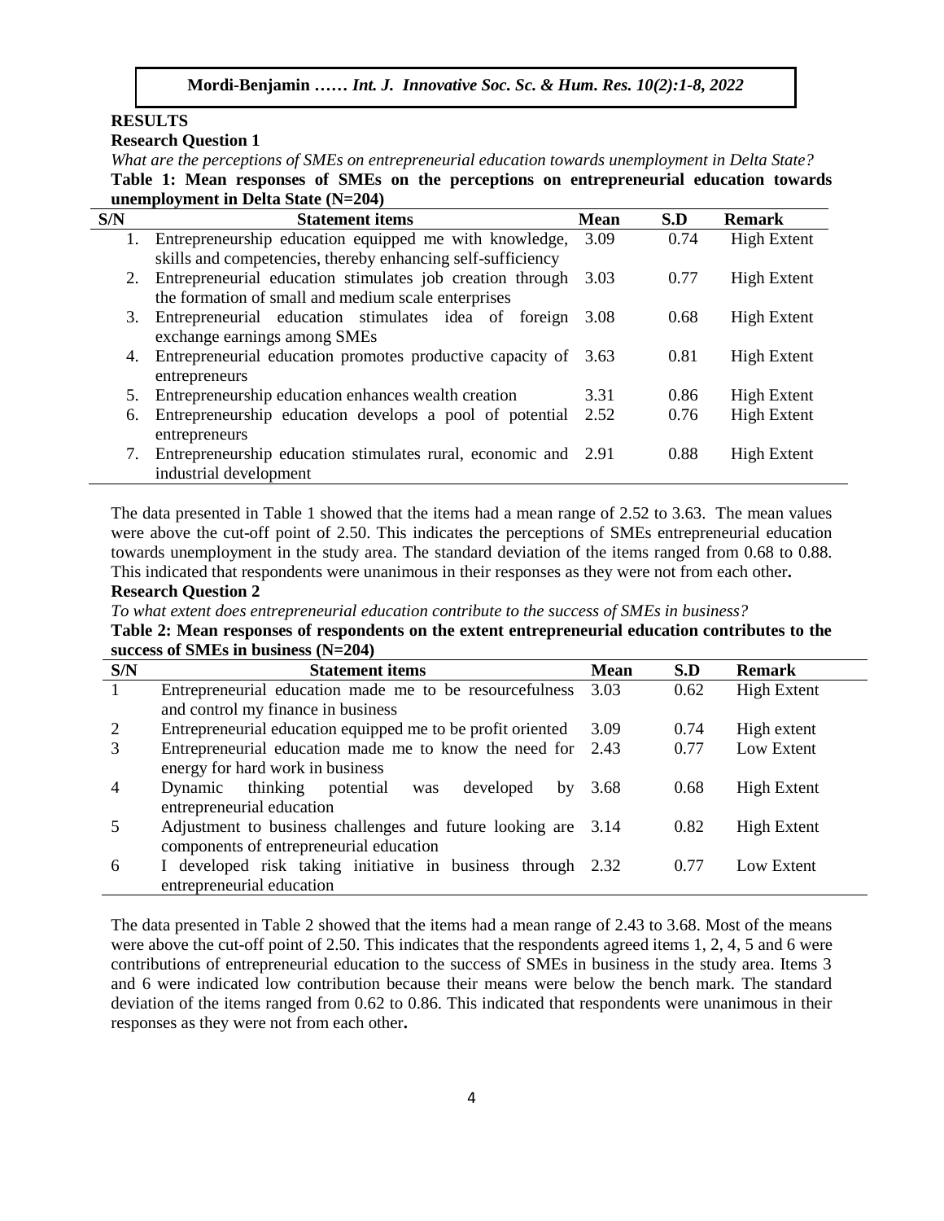## RESULTS

### Research Question 1

*What are the perceptions of SMEs on entrepreneurial education towards unemployment in Delta State?*

**Table 1: Mean responses of SMEs on the perceptions on entrepreneurial education towards unemployment in Delta State (N=204)**

| S/N | Statement items | Mean | S.D | Remark |
|---|---|---|---|---|
| 1. | Entrepreneurship education equipped me with knowledge, skills and competencies, thereby enhancing self-sufficiency | 3.09 | 0.74 | High Extent |
| 2. | Entrepreneurial education stimulates job creation through the formation of small and medium scale enterprises | 3.03 | 0.77 | High Extent |
| 3. | Entrepreneurial education stimulates idea of foreign exchange earnings among SMEs | 3.08 | 0.68 | High Extent |
| 4. | Entrepreneurial education promotes productive capacity of entrepreneurs | 3.63 | 0.81 | High Extent |
| 5. | Entrepreneurship education enhances wealth creation | 3.31 | 0.86 | High Extent |
| 6. | Entrepreneurship education develops a pool of potential entrepreneurs | 2.52 | 0.76 | High Extent |
| 7. | Entrepreneurship education stimulates rural, economic and industrial development | 2.91 | 0.88 | High Extent |

The data presented in Table 1 showed that the items had a mean range of 2.52 to 3.63. The mean values were above the cut-off point of 2.50. This indicates the perceptions of SMEs entrepreneurial education towards unemployment in the study area. The standard deviation of the items ranged from 0.68 to 0.88. This indicated that respondents were unanimous in their responses as they were not from each other**.**

### Research Question 2

*To what extent does entrepreneurial education contribute to the success of SMEs in business?*

**Table 2: Mean responses of respondents on the extent entrepreneurial education contributes to the success of SMEs in business (N=204)**

| S/N | Statement items | Mean | S.D | Remark |
|---|---|---|---|---|
| 1 | Entrepreneurial education made me to be resourcefulness and control my finance in business | 3.03 | 0.62 | High Extent |
| 2 | Entrepreneurial education equipped me to be profit oriented | 3.09 | 0.74 | High extent |
| 3 | Entrepreneurial education made me to know the need for energy for hard work in business | 2.43 | 0.77 | Low Extent |
| 4 | Dynamic thinking potential was developed by entrepreneurial education | 3.68 | 0.68 | High Extent |
| 5 | Adjustment to business challenges and future looking are components of entrepreneurial education | 3.14 | 0.82 | High Extent |
| 6 | I developed risk taking initiative in business through entrepreneurial education | 2.32 | 0.77 | Low Extent |

The data presented in Table 2 showed that the items had a mean range of 2.43 to 3.68. Most of the means were above the cut-off point of 2.50. This indicates that the respondents agreed items 1, 2, 4, 5 and 6 were contributions of entrepreneurial education to the success of SMEs in business in the study area. Items 3 and 6 were indicated low contribution because their means were below the bench mark. The standard deviation of the items ranged from 0.62 to 0.86. This indicated that respondents were unanimous in their responses as they were not from each other**.**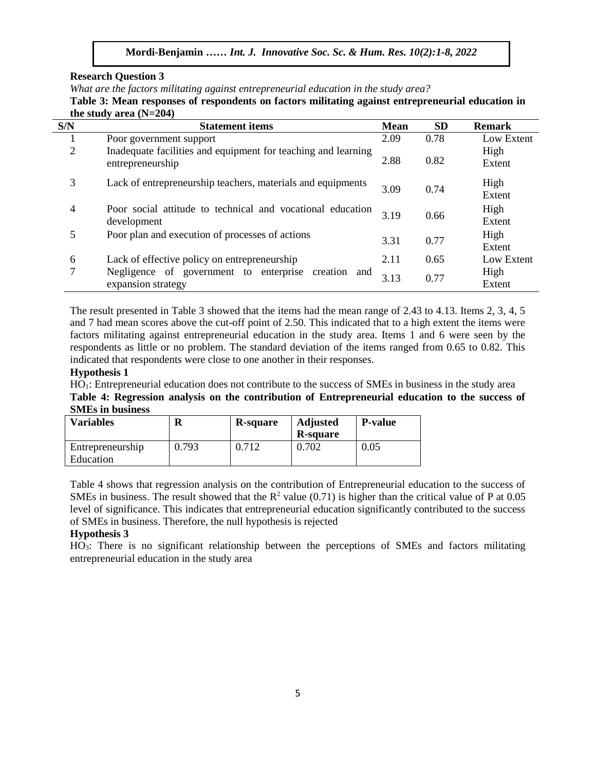**Research Question 3**

*What are the factors militating against entrepreneurial education in the study area?*

**Table 3: Mean responses of respondents on factors militating against entrepreneurial education in the study area (N=204)**

| S/N | Statement items | Mean | SD | Remark |
|---|---|---|---|---|
| 1 | Poor government support | 2.09 | 0.78 | Low Extent |
| 2 | Inadequate facilities and equipment for teaching and learning entrepreneurship | 2.88 | 0.82 | High Extent |
| 3 | Lack of entrepreneurship teachers, materials and equipments | 3.09 | 0.74 | High Extent |
| 4 | Poor social attitude to technical and vocational education development | 3.19 | 0.66 | High Extent |
| 5 | Poor plan and execution of processes of actions | 3.31 | 0.77 | High Extent |
| 6 | Lack of effective policy on entrepreneurship | 2.11 | 0.65 | Low Extent |
| 7 | Negligence of government to enterprise creation and expansion strategy | 3.13 | 0.77 | High Extent |

The result presented in Table 3 showed that the items had the mean range of 2.43 to 4.13. Items 2, 3, 4, 5 and 7 had mean scores above the cut-off point of 2.50. This indicated that to a high extent the items were factors militating against entrepreneurial education in the study area. Items 1 and 6 were seen by the respondents as little or no problem. The standard deviation of the items ranged from 0.65 to 0.82. This indicated that respondents were close to one another in their responses.

**Hypothesis 1**

$HO_1$: Entrepreneurial education does not contribute to the success of SMEs in business in the study area

**Table 4: Regression analysis on the contribution of Entrepreneurial education to the success of SMEs in business**

| Variables | R | R-square | Adjusted R-square | P-value |
|---|---|---|---|---|
| Entrepreneurship Education | 0.793 | 0.712 | 0.702 | 0.05 |

Table 4 shows that regression analysis on the contribution of Entrepreneurial education to the success of SMEs in business. The result showed that the $R^2$ value (0.71) is higher than the critical value of P at 0.05 level of significance. This indicates that entrepreneurial education significantly contributed to the success of SMEs in business. Therefore, the null hypothesis is rejected

**Hypothesis 3**

$HO_3$: There is no significant relationship between the perceptions of SMEs and factors militating entrepreneurial education in the study area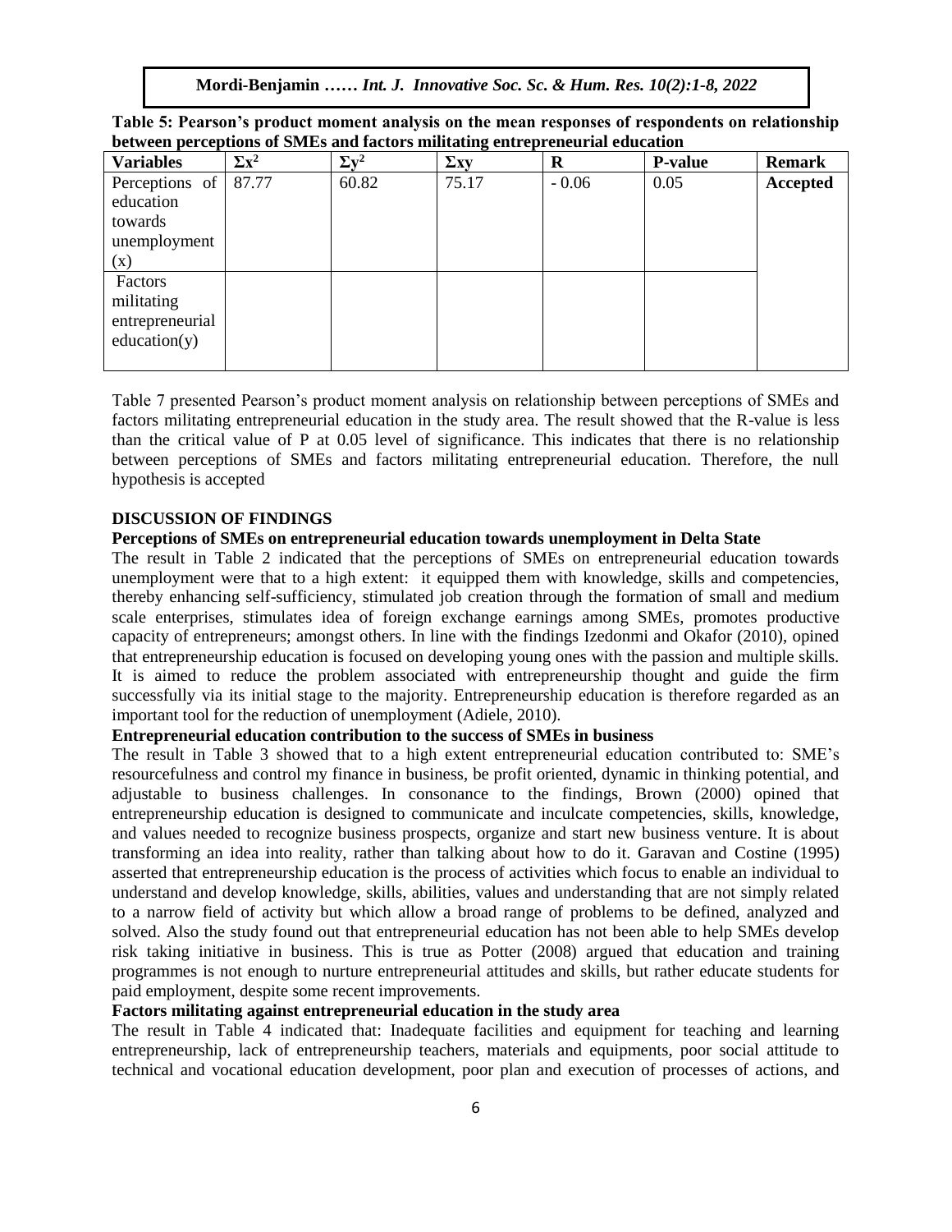**Table 5: Pearson's product moment analysis on the mean responses of respondents on relationship between perceptions of SMEs and factors militating entrepreneurial education**

| Variables | $\Sigma x^2$ | $\Sigma y^2$ | $\Sigma xy$ | R | P-value | Remark |
|---|---|---|---|---|---|---|
| Perceptions of education towards unemployment (x) | 87.77 | 60.82 | 75.17 | - 0.06 | 0.05 | **Accepted** |
| Factors militating entrepreneurial education(y) | | | | | | |

Table 7 presented Pearson's product moment analysis on relationship between perceptions of SMEs and factors militating entrepreneurial education in the study area. The result showed that the R-value is less than the critical value of P at 0.05 level of significance. This indicates that there is no relationship between perceptions of SMEs and factors militating entrepreneurial education. Therefore, the null hypothesis is accepted

## DISCUSSION OF FINDINGS

### Perceptions of SMEs on entrepreneurial education towards unemployment in Delta State

The result in Table 2 indicated that the perceptions of SMEs on entrepreneurial education towards unemployment were that to a high extent: it equipped them with knowledge, skills and competencies, thereby enhancing self-sufficiency, stimulated job creation through the formation of small and medium scale enterprises, stimulates idea of foreign exchange earnings among SMEs, promotes productive capacity of entrepreneurs; amongst others. In line with the findings Izedonmi and Okafor (2010), opined that entrepreneurship education is focused on developing young ones with the passion and multiple skills. It is aimed to reduce the problem associated with entrepreneurship thought and guide the firm successfully via its initial stage to the majority. Entrepreneurship education is therefore regarded as an important tool for the reduction of unemployment (Adiele, 2010).

### Entrepreneurial education contribution to the success of SMEs in business

The result in Table 3 showed that to a high extent entrepreneurial education contributed to: SME's resourcefulness and control my finance in business, be profit oriented, dynamic in thinking potential, and adjustable to business challenges. In consonance to the findings, Brown (2000) opined that entrepreneurship education is designed to communicate and inculcate competencies, skills, knowledge, and values needed to recognize business prospects, organize and start new business venture. It is about transforming an idea into reality, rather than talking about how to do it. Garavan and Costine (1995) asserted that entrepreneurship education is the process of activities which focus to enable an individual to understand and develop knowledge, skills, abilities, values and understanding that are not simply related to a narrow field of activity but which allow a broad range of problems to be defined, analyzed and solved. Also the study found out that entrepreneurial education has not been able to help SMEs develop risk taking initiative in business. This is true as Potter (2008) argued that education and training programmes is not enough to nurture entrepreneurial attitudes and skills, but rather educate students for paid employment, despite some recent improvements.

### Factors militating against entrepreneurial education in the study area

The result in Table 4 indicated that: Inadequate facilities and equipment for teaching and learning entrepreneurship, lack of entrepreneurship teachers, materials and equipments, poor social attitude to technical and vocational education development, poor plan and execution of processes of actions, and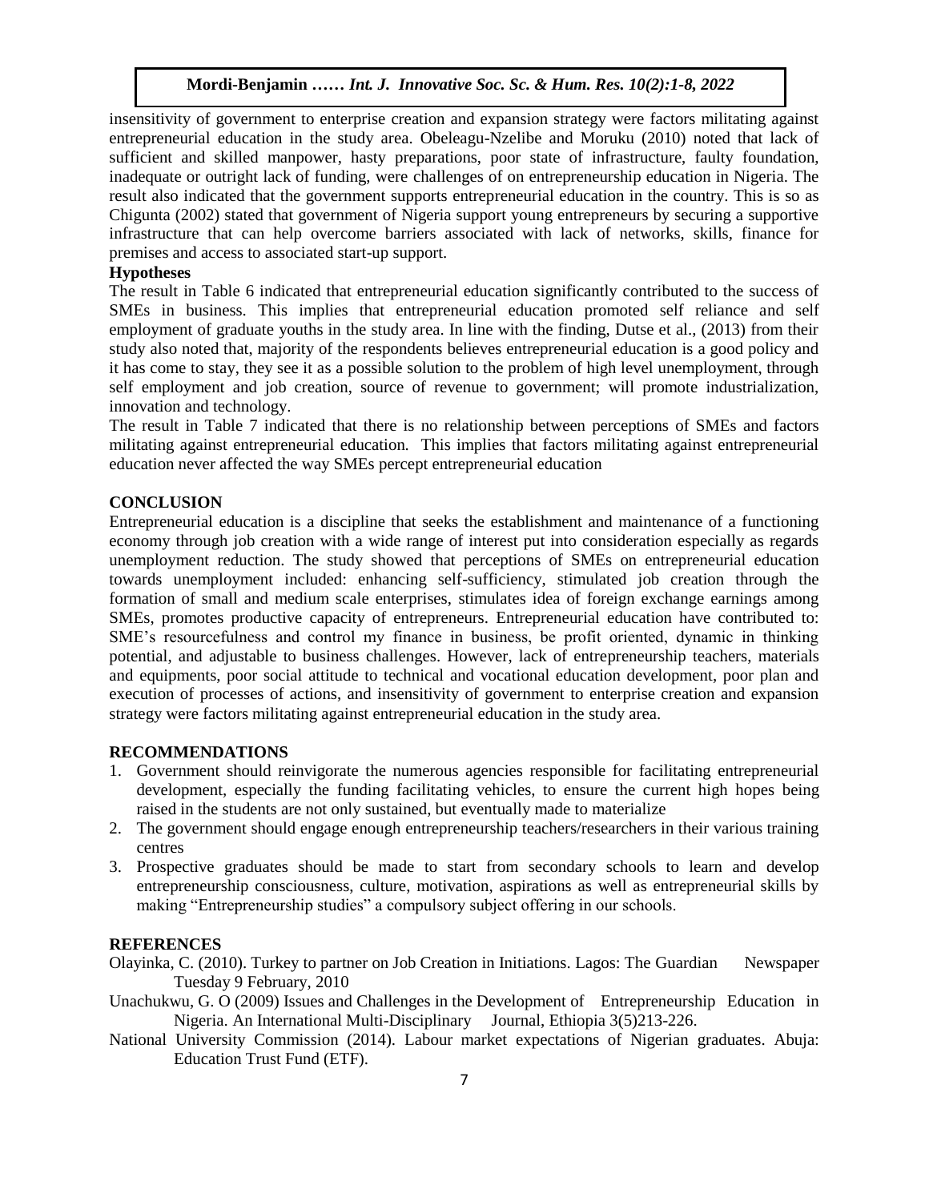insensitivity of government to enterprise creation and expansion strategy were factors militating against entrepreneurial education in the study area. Obeleagu-Nzelibe and Moruku (2010) noted that lack of sufficient and skilled manpower, hasty preparations, poor state of infrastructure, faulty foundation, inadequate or outright lack of funding, were challenges of on entrepreneurship education in Nigeria. The result also indicated that the government supports entrepreneurial education in the country. This is so as Chigunta (2002) stated that government of Nigeria support young entrepreneurs by securing a supportive infrastructure that can help overcome barriers associated with lack of networks, skills, finance for premises and access to associated start-up support.

**Hypotheses**

The result in Table 6 indicated that entrepreneurial education significantly contributed to the success of SMEs in business. This implies that entrepreneurial education promoted self reliance and self employment of graduate youths in the study area. In line with the finding, Dutse et al., (2013) from their study also noted that, majority of the respondents believes entrepreneurial education is a good policy and it has come to stay, they see it as a possible solution to the problem of high level unemployment, through self employment and job creation, source of revenue to government; will promote industrialization, innovation and technology.

The result in Table 7 indicated that there is no relationship between perceptions of SMEs and factors militating against entrepreneurial education. This implies that factors militating against entrepreneurial education never affected the way SMEs percept entrepreneurial education

## CONCLUSION

Entrepreneurial education is a discipline that seeks the establishment and maintenance of a functioning economy through job creation with a wide range of interest put into consideration especially as regards unemployment reduction. The study showed that perceptions of SMEs on entrepreneurial education towards unemployment included: enhancing self-sufficiency, stimulated job creation through the formation of small and medium scale enterprises, stimulates idea of foreign exchange earnings among SMEs, promotes productive capacity of entrepreneurs. Entrepreneurial education have contributed to: SME's resourcefulness and control my finance in business, be profit oriented, dynamic in thinking potential, and adjustable to business challenges. However, lack of entrepreneurship teachers, materials and equipments, poor social attitude to technical and vocational education development, poor plan and execution of processes of actions, and insensitivity of government to enterprise creation and expansion strategy were factors militating against entrepreneurial education in the study area.

## RECOMMENDATIONS

1. Government should reinvigorate the numerous agencies responsible for facilitating entrepreneurial development, especially the funding facilitating vehicles, to ensure the current high hopes being raised in the students are not only sustained, but eventually made to materialize
2. The government should engage enough entrepreneurship teachers/researchers in their various training centres
3. Prospective graduates should be made to start from secondary schools to learn and develop entrepreneurship consciousness, culture, motivation, aspirations as well as entrepreneurial skills by making "Entrepreneurship studies" a compulsory subject offering in our schools.

## REFERENCES

Olayinka, C. (2010). Turkey to partner on Job Creation in Initiations. Lagos: The Guardian Newspaper Tuesday 9 February, 2010

Unachukwu, G. O (2009) Issues and Challenges in the Development of Entrepreneurship Education in Nigeria. An International Multi-Disciplinary Journal, Ethiopia 3(5)213-226.

National University Commission (2014). Labour market expectations of Nigerian graduates. Abuja: Education Trust Fund (ETF).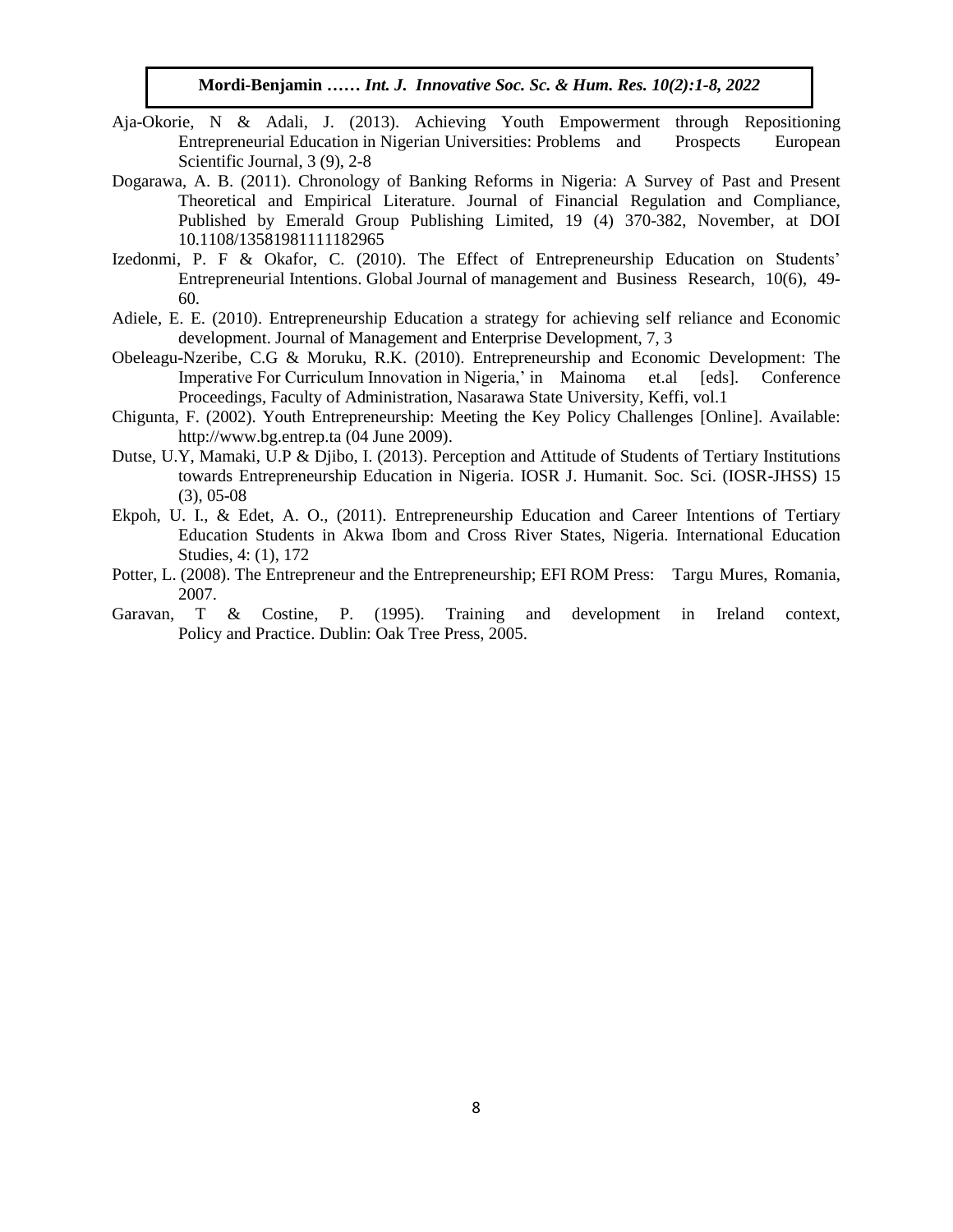Aja-Okorie, N & Adali, J. (2013). Achieving Youth Empowerment through Repositioning Entrepreneurial Education in Nigerian Universities: Problems and Prospects European Scientific Journal, 3 (9), 2-8

Dogarawa, A. B. (2011). Chronology of Banking Reforms in Nigeria: A Survey of Past and Present Theoretical and Empirical Literature. Journal of Financial Regulation and Compliance, Published by Emerald Group Publishing Limited, 19 (4) 370-382, November, at DOI 10.1108/13581981111182965

Izedonmi, P. F & Okafor, C. (2010). The Effect of Entrepreneurship Education on Students' Entrepreneurial Intentions. Global Journal of management and Business Research, 10(6), 49-60.

Adiele, E. E. (2010). Entrepreneurship Education a strategy for achieving self reliance and Economic development. Journal of Management and Enterprise Development, 7, 3

Obeleagu-Nzeribe, C.G & Moruku, R.K. (2010). Entrepreneurship and Economic Development: The Imperative For Curriculum Innovation in Nigeria,' in Mainoma et.al [eds]. Conference Proceedings, Faculty of Administration, Nasarawa State University, Keffi, vol.1

Chigunta, F. (2002). Youth Entrepreneurship: Meeting the Key Policy Challenges [Online]. Available: http://www.bg.entrep.ta (04 June 2009).

Dutse, U.Y, Mamaki, U.P & Djibo, I. (2013). Perception and Attitude of Students of Tertiary Institutions towards Entrepreneurship Education in Nigeria. IOSR J. Humanit. Soc. Sci. (IOSR-JHSS) 15 (3), 05-08

Ekpoh, U. I., & Edet, A. O., (2011). Entrepreneurship Education and Career Intentions of Tertiary Education Students in Akwa Ibom and Cross River States, Nigeria. International Education Studies, 4: (1), 172

Potter, L. (2008). The Entrepreneur and the Entrepreneurship; EFI ROM Press: Targu Mures, Romania, 2007.

Garavan, T & Costine, P. (1995). Training and development in Ireland context, Policy and Practice. Dublin: Oak Tree Press, 2005.